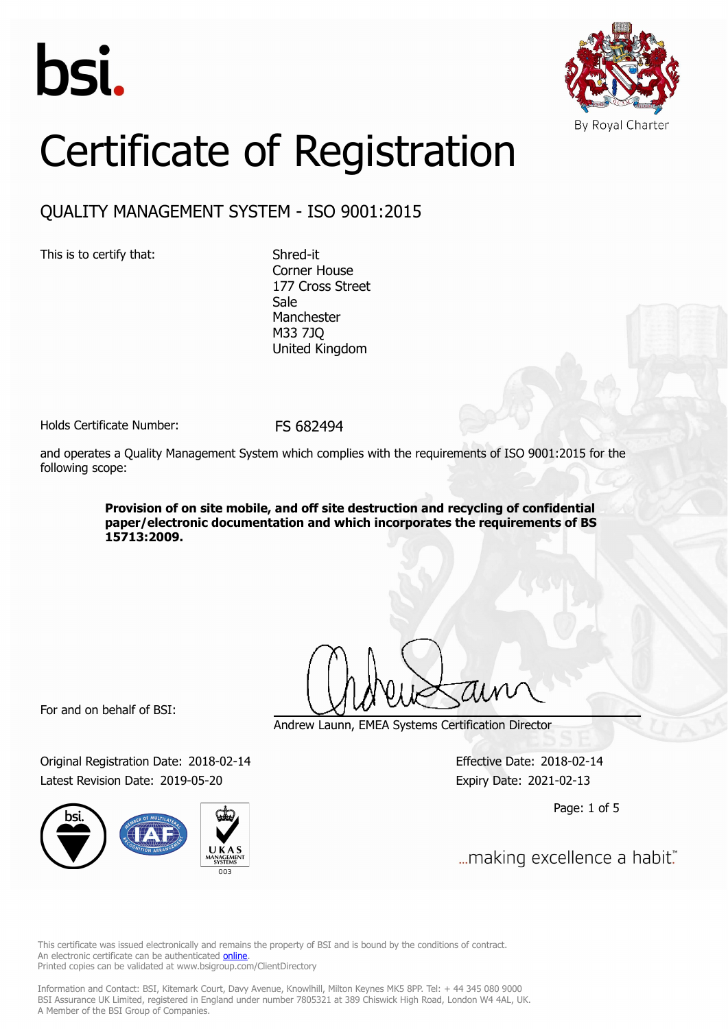bsi.

By Royal Charter

# Certificate of Registration

## QUALITY MANAGEMENT SYSTEM - ISO 9001:2015

This is to certify that:

Shred-it
Corner House
177 Cross Street
Sale
Manchester
M33 7JQ
United Kingdom

Holds Certificate Number: FS 682494

and operates a Quality Management System which complies with the requirements of ISO 9001:2015 for the following scope:

**Provision of on site mobile, and off site destruction and recycling of confidential paper/electronic documentation and which incorporates the requirements of BS 15713:2009.**

For and on behalf of BSI:

Andrew Launn, EMEA Systems Certification Director

Original Registration Date: 2018-02-14
Latest Revision Date: 2019-05-20

Effective Date: 2018-02-14
Expiry Date: 2021-02-13

...making excellence a habit.™

This certificate was issued electronically and remains the property of BSI and is bound by the conditions of contract.
An electronic certificate can be authenticated online.
Printed copies can be validated at www.bsigroup.com/ClientDirectory

Information and Contact: BSI, Kitemark Court, Davy Avenue, Knowlhill, Milton Keynes MK5 8PP. Tel: + 44 345 080 9000
BSI Assurance UK Limited, registered in England under number 7805321 at 389 Chiswick High Road, London W4 4AL, UK.
A Member of the BSI Group of Companies.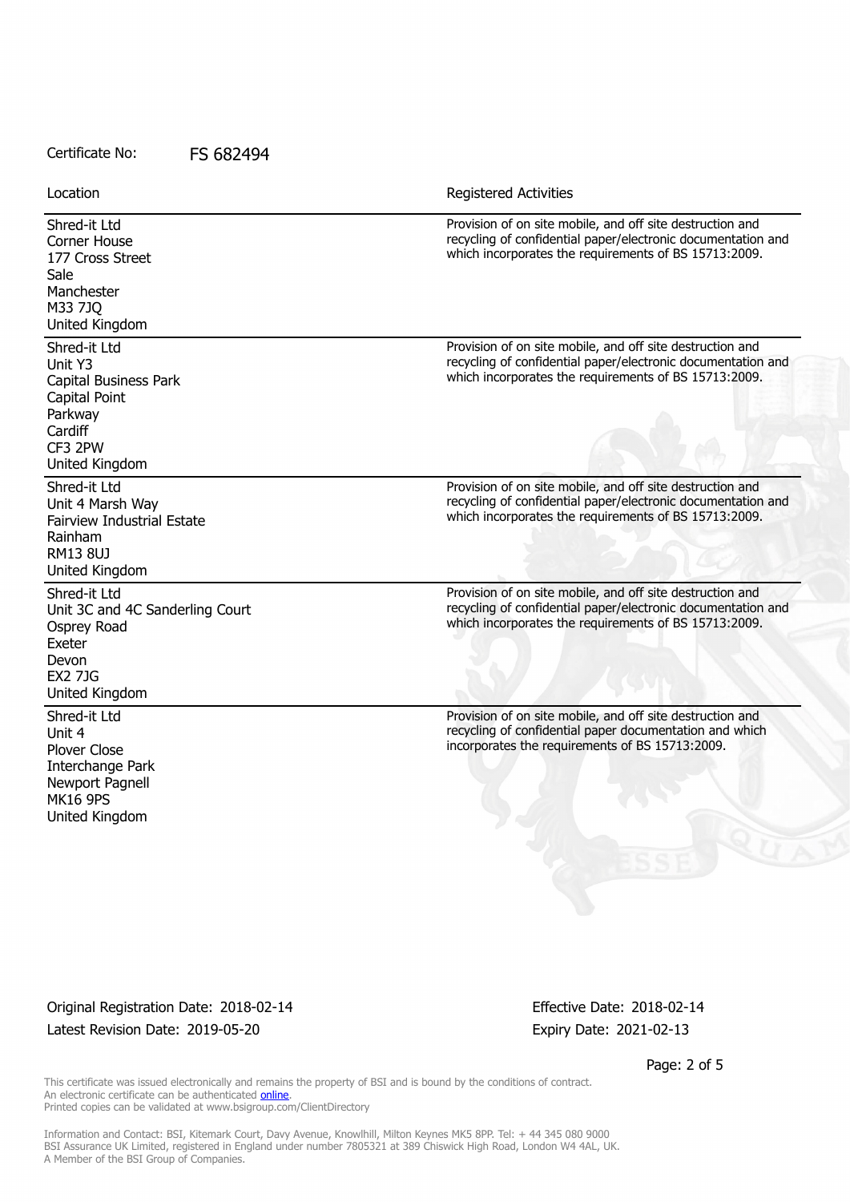Certificate No: FS 682494

| Location | Registered Activities |
| --- | --- |
| Shred-it Ltd<br>Corner House<br>177 Cross Street<br>Sale<br>Manchester<br>M33 7JQ<br>United Kingdom | Provision of on site mobile, and off site destruction and recycling of confidential paper/electronic documentation and which incorporates the requirements of BS 15713:2009. |
| Shred-it Ltd<br>Unit Y3<br>Capital Business Park<br>Capital Point<br>Parkway<br>Cardiff<br>CF3 2PW<br>United Kingdom | Provision of on site mobile, and off site destruction and recycling of confidential paper/electronic documentation and which incorporates the requirements of BS 15713:2009. |
| Shred-it Ltd<br>Unit 4 Marsh Way<br>Fairview Industrial Estate<br>Rainham<br>RM13 8UJ<br>United Kingdom | Provision of on site mobile, and off site destruction and recycling of confidential paper/electronic documentation and which incorporates the requirements of BS 15713:2009. |
| Shred-it Ltd<br>Unit 3C and 4C Sanderling Court<br>Osprey Road<br>Exeter<br>Devon<br>EX2 7JG<br>United Kingdom | Provision of on site mobile, and off site destruction and recycling of confidential paper/electronic documentation and which incorporates the requirements of BS 15713:2009. |
| Shred-it Ltd<br>Unit 4<br>Plover Close<br>Interchange Park<br>Newport Pagnell<br>MK16 9PS<br>United Kingdom | Provision of on site mobile, and off site destruction and recycling of confidential paper documentation and which incorporates the requirements of BS 15713:2009. |

Original Registration Date: 2018-02-14
Latest Revision Date: 2019-05-20

Effective Date: 2018-02-14
Expiry Date: 2021-02-13

This certificate was issued electronically and remains the property of BSI and is bound by the conditions of contract.
An electronic certificate can be authenticated online.
Printed copies can be validated at www.bsigroup.com/ClientDirectory

Information and Contact: BSI, Kitemark Court, Davy Avenue, Knowlhill, Milton Keynes MK5 8PP. Tel: + 44 345 080 9000
BSI Assurance UK Limited, registered in England under number 7805321 at 389 Chiswick High Road, London W4 4AL, UK.
A Member of the BSI Group of Companies.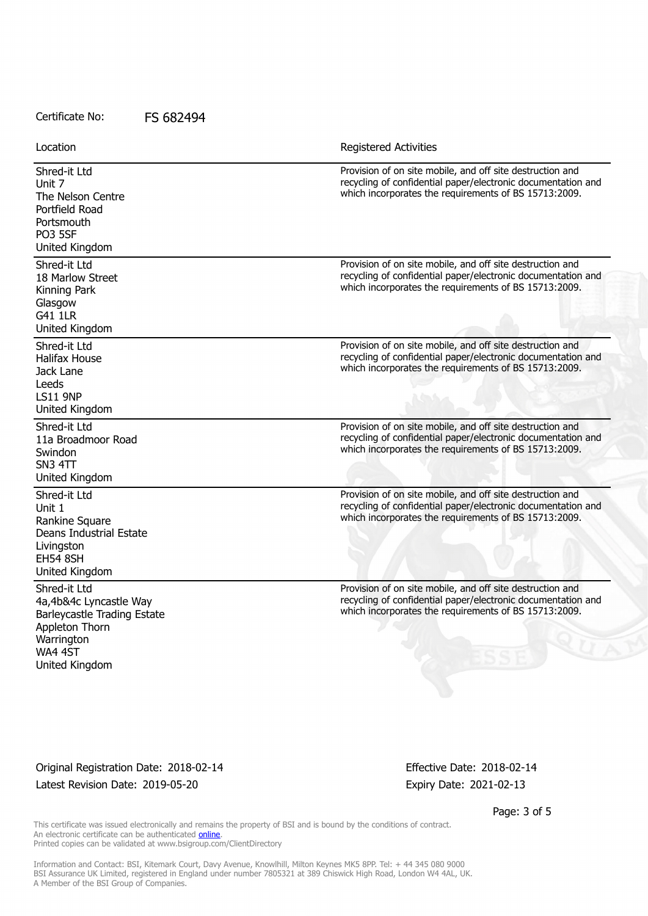Certificate No: FS 682494

| Location | Registered Activities |
| --- | --- |
| Shred-it Ltd<br>Unit 7<br>The Nelson Centre<br>Portfield Road<br>Portsmouth<br>PO3 5SF<br>United Kingdom | Provision of on site mobile, and off site destruction and recycling of confidential paper/electronic documentation and which incorporates the requirements of BS 15713:2009. |
| Shred-it Ltd<br>18 Marlow Street<br>Kinning Park<br>Glasgow<br>G41 1LR<br>United Kingdom | Provision of on site mobile, and off site destruction and recycling of confidential paper/electronic documentation and which incorporates the requirements of BS 15713:2009. |
| Shred-it Ltd<br>Halifax House<br>Jack Lane<br>Leeds<br>LS11 9NP<br>United Kingdom | Provision of on site mobile, and off site destruction and recycling of confidential paper/electronic documentation and which incorporates the requirements of BS 15713:2009. |
| Shred-it Ltd<br>11a Broadmoor Road<br>Swindon<br>SN3 4TT<br>United Kingdom | Provision of on site mobile, and off site destruction and recycling of confidential paper/electronic documentation and which incorporates the requirements of BS 15713:2009. |
| Shred-it Ltd<br>Unit 1<br>Rankine Square<br>Deans Industrial Estate<br>Livingston<br>EH54 8SH<br>United Kingdom | Provision of on site mobile, and off site destruction and recycling of confidential paper/electronic documentation and which incorporates the requirements of BS 15713:2009. |
| Shred-it Ltd<br>4a,4b&4c Lyncastle Way<br>Barleycastle Trading Estate<br>Appleton Thorn<br>Warrington<br>WA4 4ST<br>United Kingdom | Provision of on site mobile, and off site destruction and recycling of confidential paper/electronic documentation and which incorporates the requirements of BS 15713:2009. |

Original Registration Date: 2018-02-14
Latest Revision Date: 2019-05-20

Effective Date: 2018-02-14
Expiry Date: 2021-02-13

This certificate was issued electronically and remains the property of BSI and is bound by the conditions of contract.
An electronic certificate can be authenticated online.
Printed copies can be validated at www.bsigroup.com/ClientDirectory

Information and Contact: BSI, Kitemark Court, Davy Avenue, Knowlhill, Milton Keynes MK5 8PP. Tel: + 44 345 080 9000
BSI Assurance UK Limited, registered in England under number 7805321 at 389 Chiswick High Road, London W4 4AL, UK.
A Member of the BSI Group of Companies.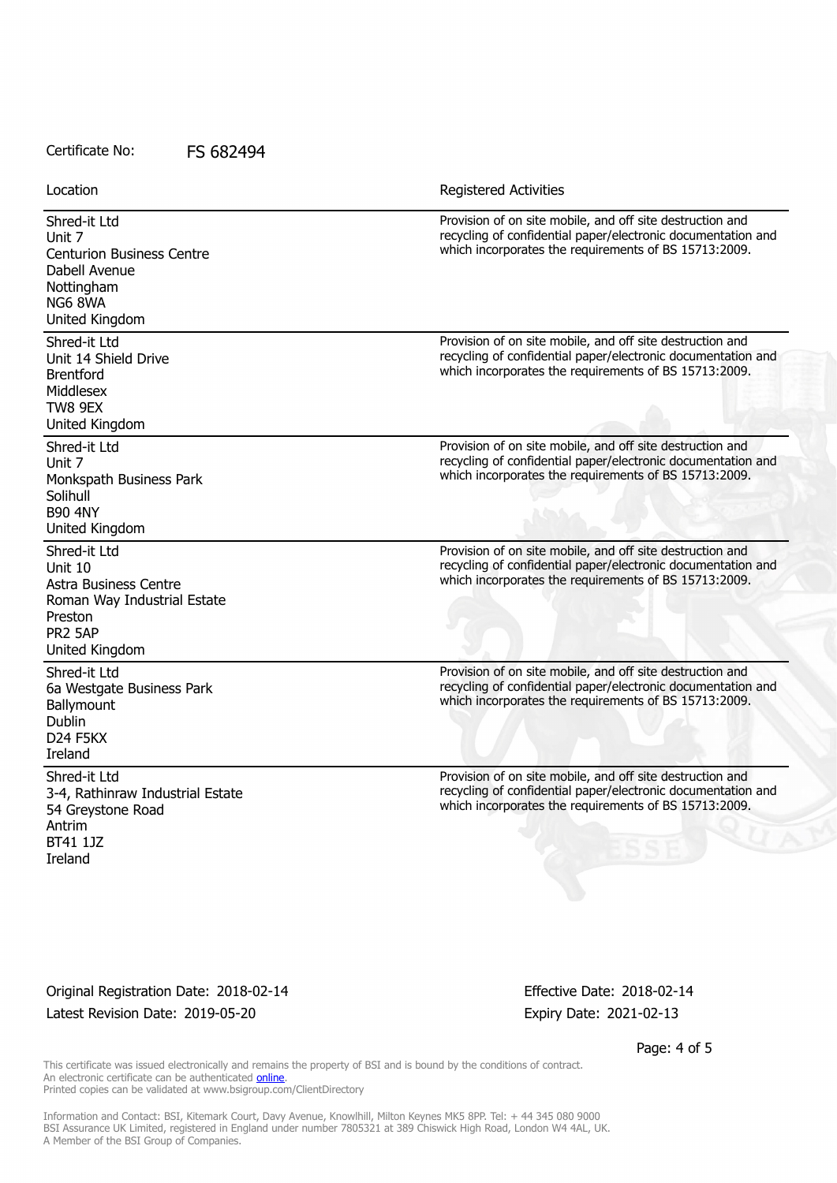Certificate No: FS 682494

| Location | Registered Activities |
| --- | --- |
| Shred-it Ltd<br>Unit 7<br>Centurion Business Centre<br>Dabell Avenue<br>Nottingham<br>NG6 8WA<br>United Kingdom | Provision of on site mobile, and off site destruction and recycling of confidential paper/electronic documentation and which incorporates the requirements of BS 15713:2009. |
| Shred-it Ltd<br>Unit 14 Shield Drive<br>Brentford<br>Middlesex<br>TW8 9EX<br>United Kingdom | Provision of on site mobile, and off site destruction and recycling of confidential paper/electronic documentation and which incorporates the requirements of BS 15713:2009. |
| Shred-it Ltd<br>Unit 7<br>Monkspath Business Park<br>Solihull<br>B90 4NY<br>United Kingdom | Provision of on site mobile, and off site destruction and recycling of confidential paper/electronic documentation and which incorporates the requirements of BS 15713:2009. |
| Shred-it Ltd<br>Unit 10<br>Astra Business Centre<br>Roman Way Industrial Estate<br>Preston<br>PR2 5AP<br>United Kingdom | Provision of on site mobile, and off site destruction and recycling of confidential paper/electronic documentation and which incorporates the requirements of BS 15713:2009. |
| Shred-it Ltd<br>6a Westgate Business Park<br>Ballymount<br>Dublin<br>D24 F5KX<br>Ireland | Provision of on site mobile, and off site destruction and recycling of confidential paper/electronic documentation and which incorporates the requirements of BS 15713:2009. |
| Shred-it Ltd<br>3-4, Rathinraw Industrial Estate<br>54 Greystone Road<br>Antrim<br>BT41 1JZ<br>Ireland | Provision of on site mobile, and off site destruction and recycling of confidential paper/electronic documentation and which incorporates the requirements of BS 15713:2009. |

Original Registration Date: 2018-02-14
Latest Revision Date: 2019-05-20

Effective Date: 2018-02-14
Expiry Date: 2021-02-13

This certificate was issued electronically and remains the property of BSI and is bound by the conditions of contract.
An electronic certificate can be authenticated online.
Printed copies can be validated at www.bsigroup.com/ClientDirectory

Information and Contact: BSI, Kitemark Court, Davy Avenue, Knowlhill, Milton Keynes MK5 8PP. Tel: + 44 345 080 9000
BSI Assurance UK Limited, registered in England under number 7805321 at 389 Chiswick High Road, London W4 4AL, UK.
A Member of the BSI Group of Companies.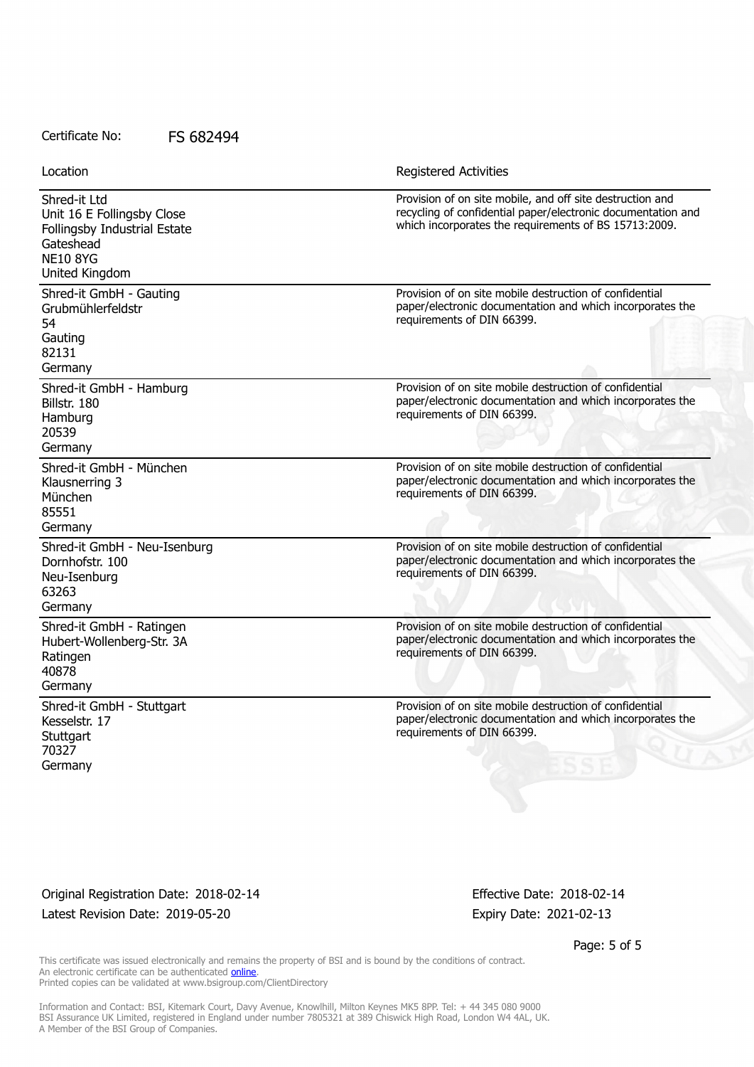Certificate No: FS 682494

| Location | Registered Activities |
| --- | --- |
| Shred-it Ltd<br>Unit 16 E Follingsby Close<br>Follingsby Industrial Estate<br>Gateshead<br>NE10 8YG<br>United Kingdom | Provision of on site mobile, and off site destruction and recycling of confidential paper/electronic documentation and which incorporates the requirements of BS 15713:2009. |
| Shred-it GmbH - Gauting<br>Grubmühlerfeldstr<br>54<br>Gauting<br>82131<br>Germany | Provision of on site mobile destruction of confidential paper/electronic documentation and which incorporates the requirements of DIN 66399. |
| Shred-it GmbH - Hamburg<br>Billstr. 180<br>Hamburg<br>20539<br>Germany | Provision of on site mobile destruction of confidential paper/electronic documentation and which incorporates the requirements of DIN 66399. |
| Shred-it GmbH - München<br>Klausnerring 3<br>München<br>85551<br>Germany | Provision of on site mobile destruction of confidential paper/electronic documentation and which incorporates the requirements of DIN 66399. |
| Shred-it GmbH - Neu-Isenburg<br>Dornhofstr. 100<br>Neu-Isenburg<br>63263<br>Germany | Provision of on site mobile destruction of confidential paper/electronic documentation and which incorporates the requirements of DIN 66399. |
| Shred-it GmbH - Ratingen<br>Hubert-Wollenberg-Str. 3A<br>Ratingen<br>40878<br>Germany | Provision of on site mobile destruction of confidential paper/electronic documentation and which incorporates the requirements of DIN 66399. |
| Shred-it GmbH - Stuttgart<br>Kesselstr. 17<br>Stuttgart<br>70327<br>Germany | Provision of on site mobile destruction of confidential paper/electronic documentation and which incorporates the requirements of DIN 66399. |

Original Registration Date: 2018-02-14
Effective Date: 2018-02-14
Latest Revision Date: 2019-05-20
Expiry Date: 2021-02-13

This certificate was issued electronically and remains the property of BSI and is bound by the conditions of contract.
An electronic certificate can be authenticated online.
Printed copies can be validated at www.bsigroup.com/ClientDirectory

Information and Contact: BSI, Kitemark Court, Davy Avenue, Knowlhill, Milton Keynes MK5 8PP. Tel: + 44 345 080 9000
BSI Assurance UK Limited, registered in England under number 7805321 at 389 Chiswick High Road, London W4 4AL, UK.
A Member of the BSI Group of Companies.